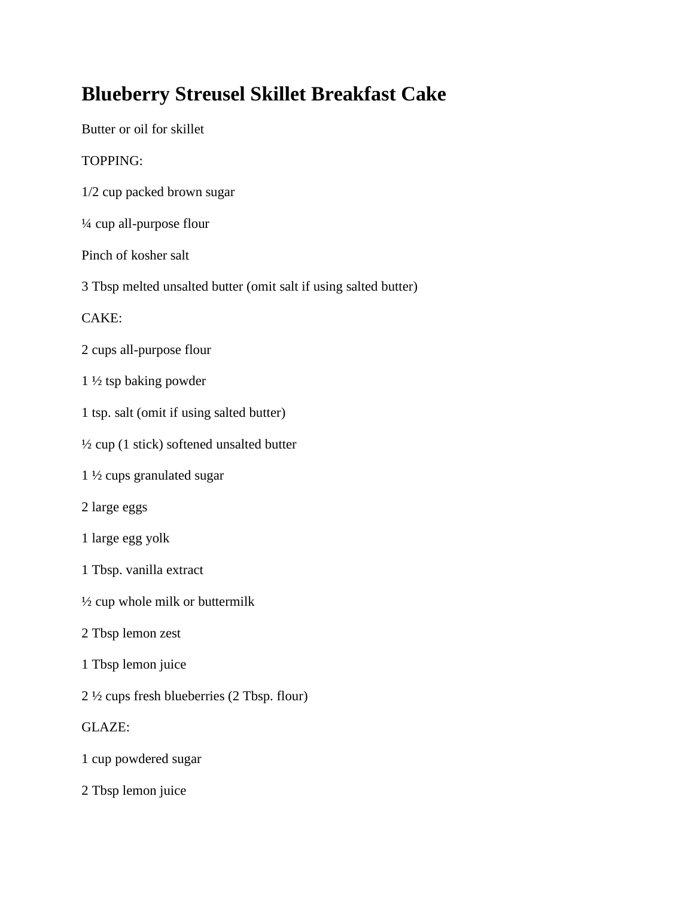# Blueberry Streusel Skillet Breakfast Cake

Butter or oil for skillet

TOPPING:

1/2 cup packed brown sugar

¼ cup all-purpose flour

Pinch of kosher salt

3 Tbsp melted unsalted butter (omit salt if using salted butter)

CAKE:

2 cups all-purpose flour

1 ½ tsp baking powder

1 tsp. salt (omit if using salted butter)

½ cup (1 stick) softened unsalted butter

1 ½ cups granulated sugar

2 large eggs

1 large egg yolk

1 Tbsp. vanilla extract

½ cup whole milk or buttermilk

2 Tbsp lemon zest

1 Tbsp lemon juice

2 ½ cups fresh blueberries (2 Tbsp. flour)

GLAZE:

1 cup powdered sugar

2 Tbsp lemon juice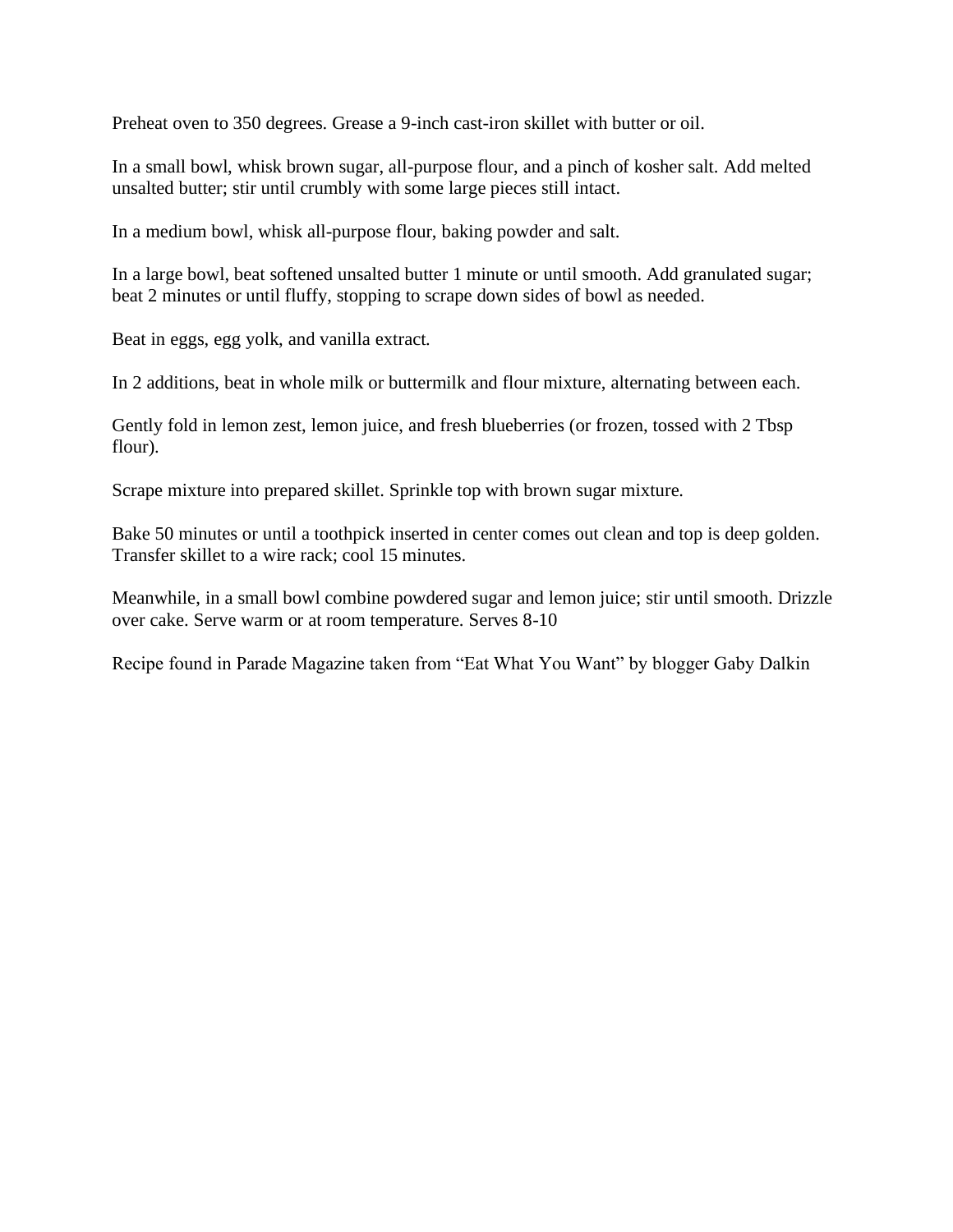Preheat oven to 350 degrees. Grease a 9-inch cast-iron skillet with butter or oil.

In a small bowl, whisk brown sugar, all-purpose flour, and a pinch of kosher salt. Add melted unsalted butter; stir until crumbly with some large pieces still intact.

In a medium bowl, whisk all-purpose flour, baking powder and salt.

In a large bowl, beat softened unsalted butter 1 minute or until smooth. Add granulated sugar; beat 2 minutes or until fluffy, stopping to scrape down sides of bowl as needed.

Beat in eggs, egg yolk, and vanilla extract.

In 2 additions, beat in whole milk or buttermilk and flour mixture, alternating between each.

Gently fold in lemon zest, lemon juice, and fresh blueberries (or frozen, tossed with 2 Tbsp flour).

Scrape mixture into prepared skillet. Sprinkle top with brown sugar mixture.

Bake 50 minutes or until a toothpick inserted in center comes out clean and top is deep golden. Transfer skillet to a wire rack; cool 15 minutes.

Meanwhile, in a small bowl combine powdered sugar and lemon juice; stir until smooth. Drizzle over cake. Serve warm or at room temperature. Serves 8-10

Recipe found in Parade Magazine taken from "Eat What You Want" by blogger Gaby Dalkin